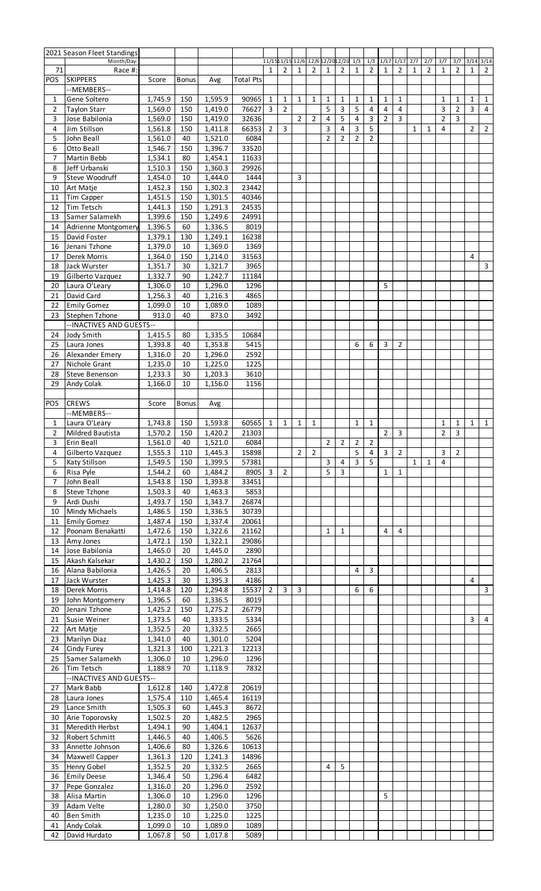| | 2021 Season Fleet Standings | | | | | | | | | | | | | | | | | | | | |
|---|---|---|---|---|---|---|---|---|---|---|---|---|---|---|---|---|---|---|---|---|---|
| | Month/Day: | | | | | 11/15 | 11/15 | 12/6 | 12/6 | 12/20 | 12/20 | 1/3 | 1/3 | 1/17 | 1/17 | 2/7 | 2/7 | 3/7 | 3/7 | 3/14 | 3/14 |
| 71 | Race #: | | | | | 1 | 2 | 1 | 2 | 1 | 2 | 1 | 2 | 1 | 2 | 1 | 2 | 1 | 2 | 1 | 2 |
| POS | SKIPPERS | Score | Bonus | Avg | Total Pts | | | | | | | | | | | | | | | | |
| | --MEMBERS-- | | | | | | | | | | | | | | | | | | | | |
| 1 | Gene Soltero | 1,745.9 | 150 | 1,595.9 | 90965 | 1 | 1 | 1 | 1 | 1 | 1 | 1 | 1 | 1 | 1 | | | 1 | 1 | 1 | 1 |
| 2 | Taylon Starr | 1,569.0 | 150 | 1,419.0 | 76627 | 3 | 2 | | | 5 | 3 | 5 | 4 | 4 | 4 | | | 3 | 2 | 3 | 4 |
| 3 | Jose Babilonia | 1,569.0 | 150 | 1,419.0 | 32636 | | | 2 | 2 | 4 | 5 | 4 | 3 | 2 | 3 | | | 2 | 3 | | |
| 4 | Jim Stillson | 1,561.8 | 150 | 1,411.8 | 66353 | 2 | 3 | | | 3 | 4 | 3 | 5 | | | 1 | 1 | 4 | | 2 | 2 |
| 5 | John Beall | 1,561.0 | 40 | 1,521.0 | 6084 | | | | | 2 | 2 | 2 | 2 | | | | | | | | |
| 6 | Otto Beall | 1,546.7 | 150 | 1,396.7 | 33520 | | | | | | | | | | | | | | | | |
| 7 | Martin Bebb | 1,534.1 | 80 | 1,454.1 | 11633 | | | | | | | | | | | | | | | | |
| 8 | Jeff Urbanski | 1,510.3 | 150 | 1,360.3 | 29926 | | | | | | | | | | | | | | | | |
| 9 | Steve Woodruff | 1,454.0 | 10 | 1,444.0 | 1444 | | | 3 | | | | | | | | | | | | | |
| 10 | Art Matje | 1,452.3 | 150 | 1,302.3 | 23442 | | | | | | | | | | | | | | | | |
| 11 | Tim Capper | 1,451.5 | 150 | 1,301.5 | 40346 | | | | | | | | | | | | | | | | |
| 12 | Tim Tetsch | 1,441.3 | 150 | 1,291.3 | 24535 | | | | | | | | | | | | | | | | |
| 13 | Samer Salamekh | 1,399.6 | 150 | 1,249.6 | 24991 | | | | | | | | | | | | | | | | |
| 14 | Adrienne Montgomery | 1,396.5 | 60 | 1,336.5 | 8019 | | | | | | | | | | | | | | | | |
| 15 | David Foster | 1,379.1 | 130 | 1,249.1 | 16238 | | | | | | | | | | | | | | | | |
| 16 | Jenani Tzhone | 1,379.0 | 10 | 1,369.0 | 1369 | | | | | | | | | | | | | | | | |
| 17 | Derek Morris | 1,364.0 | 150 | 1,214.0 | 31563 | | | | | | | | | | | | | | | 4 | |
| 18 | Jack Wurster | 1,351.7 | 30 | 1,321.7 | 3965 | | | | | | | | | | | | | | | | 3 |
| 19 | Gilberto Vazquez | 1,332.7 | 90 | 1,242.7 | 11184 | | | | | | | | | | | | | | | | |
| 20 | Laura O'Leary | 1,306.0 | 10 | 1,296.0 | 1296 | | | | | | | | | 5 | | | | | | | |
| 21 | David Card | 1,256.3 | 40 | 1,216.3 | 4865 | | | | | | | | | | | | | | | | |
| 22 | Emily Gomez | 1,099.0 | 10 | 1,089.0 | 1089 | | | | | | | | | | | | | | | | |
| 23 | Stephen Tzhone | 913.0 | 40 | 873.0 | 3492 | | | | | | | | | | | | | | | | |
| | --INACTIVES AND GUESTS-- | | | | | | | | | | | | | | | | | | | | |
| 24 | Jody Smith | 1,415.5 | 80 | 1,335.5 | 10684 | | | | | | | | | | | | | | | | |
| 25 | Laura Jones | 1,393.8 | 40 | 1,353.8 | 5415 | | | | | | | 6 | 6 | 3 | 2 | | | | | | |
| 26 | Alexander Emery | 1,316.0 | 20 | 1,296.0 | 2592 | | | | | | | | | | | | | | | | |
| 27 | Nichole Grant | 1,235.0 | 10 | 1,225.0 | 1225 | | | | | | | | | | | | | | | | |
| 28 | Steve Benenson | 1,233.3 | 30 | 1,203.3 | 3610 | | | | | | | | | | | | | | | | |
| 29 | Andy Colak | 1,166.0 | 10 | 1,156.0 | 1156 | | | | | | | | | | | | | | | | |
| | | | | | | | | | | | | | | | | | | | | | |
| POS | CREWS | Score | Bonus | Avg | | | | | | | | | | | | | | | | | |
| | --MEMBERS-- | | | | | | | | | | | | | | | | | | | | |
| 1 | Laura O'Leary | 1,743.8 | 150 | 1,593.8 | 60565 | 1 | 1 | 1 | 1 | | | 1 | 1 | | | | | 1 | 1 | 1 | 1 |
| 2 | Mildred Bautista | 1,570.2 | 150 | 1,420.2 | 21303 | | | | | | | | | 2 | 3 | | | 2 | 3 | | |
| 3 | Erin Beall | 1,561.0 | 40 | 1,521.0 | 6084 | | | | | 2 | 2 | 2 | 2 | | | | | | | | |
| 4 | Gilberto Vazquez | 1,555.3 | 110 | 1,445.3 | 15898 | | | 2 | 2 | | | 5 | 4 | 3 | 2 | | | 3 | 2 | | |
| 5 | Katy Stillson | 1,549.5 | 150 | 1,399.5 | 57381 | | | | | 3 | 4 | 3 | 5 | | | 1 | 1 | 4 | | | |
| 6 | Risa Pyle | 1,544.2 | 60 | 1,484.2 | 8905 | 3 | 2 | | | 5 | 3 | | | 1 | 1 | | | | | | |
| 7 | John Beall | 1,543.8 | 150 | 1,393.8 | 33451 | | | | | | | | | | | | | | | | |
| 8 | Steve Tzhone | 1,503.3 | 40 | 1,463.3 | 5853 | | | | | | | | | | | | | | | | |
| 9 | Ardi Dushi | 1,493.7 | 150 | 1,343.7 | 26874 | | | | | | | | | | | | | | | | |
| 10 | Mindy Michaels | 1,486.5 | 150 | 1,336.5 | 30739 | | | | | | | | | | | | | | | | |
| 11 | Emily Gomez | 1,487.4 | 150 | 1,337.4 | 20061 | | | | | | | | | | | | | | | | |
| 12 | Poonam Benakatti | 1,472.6 | 150 | 1,322.6 | 21162 | | | | | 1 | 1 | | | 4 | 4 | | | | | | |
| 13 | Amy Jones | 1,472.1 | 150 | 1,322.1 | 29086 | | | | | | | | | | | | | | | | |
| 14 | Jose Babilonia | 1,465.0 | 20 | 1,445.0 | 2890 | | | | | | | | | | | | | | | | |
| 15 | Akash Kalsekar | 1,430.2 | 150 | 1,280.2 | 21764 | | | | | | | | | | | | | | | | |
| 16 | Alana Babilonia | 1,426.5 | 20 | 1,406.5 | 2813 | | | | | | | 4 | 3 | | | | | | | | |
| 17 | Jack Wurster | 1,425.3 | 30 | 1,395.3 | 4186 | | | | | | | | | | | | | | | 4 | |
| 18 | Derek Morris | 1,414.8 | 120 | 1,294.8 | 15537 | 2 | 3 | 3 | | | | 6 | 6 | | | | | | | | 3 |
| 19 | John Montgomery | 1,396.5 | 60 | 1,336.5 | 8019 | | | | | | | | | | | | | | | | |
| 20 | Jenani Tzhone | 1,425.2 | 150 | 1,275.2 | 26779 | | | | | | | | | | | | | | | | |
| 21 | Susie Weiner | 1,373.5 | 40 | 1,333.5 | 5334 | | | | | | | | | | | | | | | 3 | 4 |
| 22 | Art Matje | 1,352.5 | 20 | 1,332.5 | 2665 | | | | | | | | | | | | | | | | |
| 23 | Marilyn Diaz | 1,341.0 | 40 | 1,301.0 | 5204 | | | | | | | | | | | | | | | | |
| 24 | Cindy Furey | 1,321.3 | 100 | 1,221.3 | 12213 | | | | | | | | | | | | | | | | |
| 25 | Samer Salamekh | 1,306.0 | 10 | 1,296.0 | 1296 | | | | | | | | | | | | | | | | |
| 26 | Tim Tetsch | 1,188.9 | 70 | 1,118.9 | 7832 | | | | | | | | | | | | | | | | |
| | --INACTIVES AND GUESTS-- | | | | | | | | | | | | | | | | | | | | |
| 27 | Mark Babb | 1,612.8 | 140 | 1,472.8 | 20619 | | | | | | | | | | | | | | | | |
| 28 | Laura Jones | 1,575.4 | 110 | 1,465.4 | 16119 | | | | | | | | | | | | | | | | |
| 29 | Lance Smith | 1,505.3 | 60 | 1,445.3 | 8672 | | | | | | | | | | | | | | | | |
| 30 | Arie Toporovsky | 1,502.5 | 20 | 1,482.5 | 2965 | | | | | | | | | | | | | | | | |
| 31 | Meredith Herbst | 1,494.1 | 90 | 1,404.1 | 12637 | | | | | | | | | | | | | | | | |
| 32 | Robert Schmitt | 1,446.5 | 40 | 1,406.5 | 5626 | | | | | | | | | | | | | | | | |
| 33 | Annette Johnson | 1,406.6 | 80 | 1,326.6 | 10613 | | | | | | | | | | | | | | | | |
| 34 | Maxwell Capper | 1,361.3 | 120 | 1,241.3 | 14896 | | | | | | | | | | | | | | | | |
| 35 | Henry Gobel | 1,352.5 | 20 | 1,332.5 | 2665 | | | | | 4 | 5 | | | | | | | | | | |
| 36 | Emily Deese | 1,346.4 | 50 | 1,296.4 | 6482 | | | | | | | | | | | | | | | | |
| 37 | Pepe Gonzalez | 1,316.0 | 20 | 1,296.0 | 2592 | | | | | | | | | | | | | | | | |
| 38 | Alisa Martin | 1,306.0 | 10 | 1,296.0 | 1296 | | | | | | | | | 5 | | | | | | | |
| 39 | Adam Velte | 1,280.0 | 30 | 1,250.0 | 3750 | | | | | | | | | | | | | | | | |
| 40 | Ben Smith | 1,235.0 | 10 | 1,225.0 | 1225 | | | | | | | | | | | | | | | | |
| 41 | Andy Colak | 1,099.0 | 10 | 1,089.0 | 1089 | | | | | | | | | | | | | | | | |
| 42 | David Hurdato | 1,067.8 | 50 | 1,017.8 | 5089 | | | | | | | | | | | | | | | | |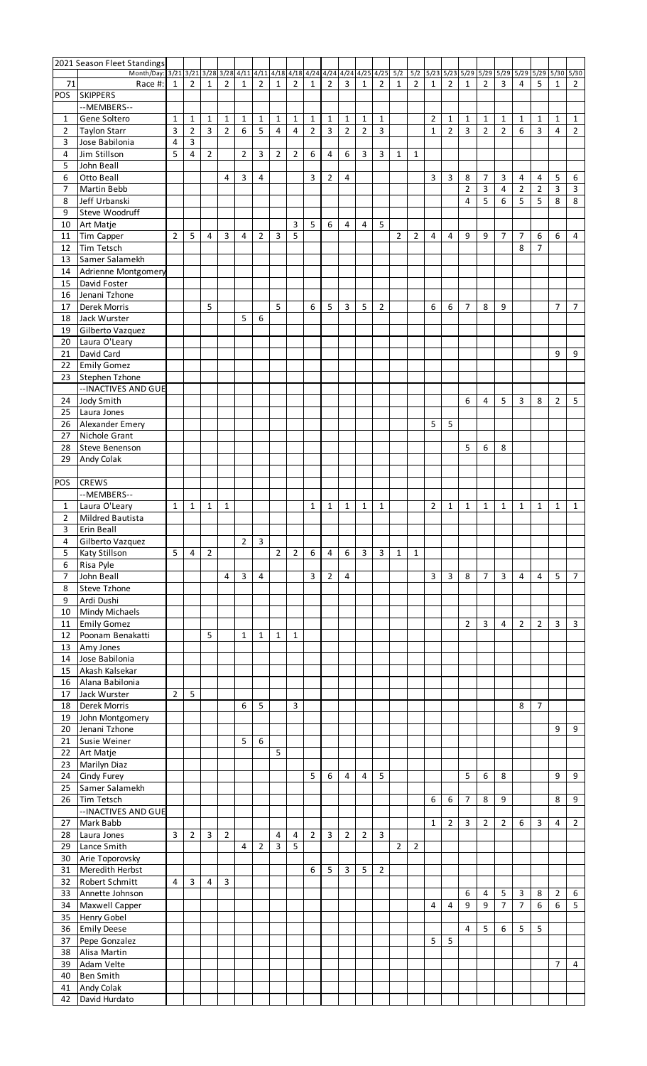## 2021 Season Fleet Standings

| | Month/Day: | 3/21 | 3/21 | 3/28 | 3/28 | 4/11 | 4/11 | 4/18 | 4/18 | 4/24 | 4/24 | 4/24 | 4/25 | 4/25 | 5/2 | 5/2 | 5/23 | 5/23 | 5/29 | 5/29 | 5/29 | 5/29 | 5/29 | 5/30 | 5/30 |
|---|---|---|---|---|---|---|---|---|---|---|---|---|---|---|---|---|---|---|---|---|---|---|---|---|---|
| 71 | Race #: | 1 | 2 | 1 | 2 | 1 | 2 | 1 | 2 | 1 | 2 | 3 | 1 | 2 | 1 | 2 | 1 | 2 | 1 | 2 | 3 | 4 | 5 | 1 | 2 |
| POS | SKIPPERS | | | | | | | | | | | | | | | | | | | | | | | | |
| | --MEMBERS-- | | | | | | | | | | | | | | | | | | | | | | | | |
| 1 | Gene Soltero | 1 | 1 | 1 | 1 | 1 | 1 | 1 | 1 | 1 | 1 | 1 | 1 | 1 | | | 2 | 1 | 1 | 1 | 1 | 1 | 1 | 1 | 1 |
| 2 | Taylor Starr | 3 | 2 | 3 | 2 | 6 | 5 | 4 | 4 | 2 | 3 | 2 | 2 | 3 | | | 1 | 2 | 3 | 2 | 2 | 6 | 3 | 4 | 2 |
| 3 | Jose Babilonia | 4 | 3 | | | | | | | | | | | | | | | | | | | | | | |
| 4 | Jim Stillson | 5 | 4 | 2 | | 2 | 3 | 2 | 2 | 6 | 4 | 6 | 3 | 3 | 1 | 1 | | | | | | | | | |
| 5 | John Beall | | | | | | | | | | | | | | | | | | | | | | | | |
| 6 | Otto Beall | | | | 4 | 3 | 4 | | | 3 | 2 | 4 | | | | | 3 | 3 | 8 | 7 | 3 | 4 | 4 | 5 | 6 |
| 7 | Martin Bebb | | | | | | | | | | | | | | | | | | 2 | 3 | 4 | 2 | 2 | 3 | 3 |
| 8 | Jeff Urbanski | | | | | | | | | | | | | | | | | | 4 | 5 | 6 | 5 | 5 | 8 | 8 |
| 9 | Steve Woodruff | | | | | | | | | | | | | | | | | | | | | | | | |
| 10 | Art Matje | | | | | | | | 3 | 5 | 6 | 4 | 4 | 5 | | | | | | | | | | | |
| 11 | Tim Capper | 2 | 5 | 4 | 3 | 4 | 2 | 3 | 5 | | | | | | 2 | 2 | 4 | 4 | 9 | 9 | 7 | 7 | 6 | 6 | 4 |
| 12 | Tim Tetsch | | | | | | | | | | | | | | | | | | | | | 8 | 7 | | |
| 13 | Samer Salamekh | | | | | | | | | | | | | | | | | | | | | | | | |
| 14 | Adrienne Montgomery | | | | | | | | | | | | | | | | | | | | | | | | |
| 15 | David Foster | | | | | | | | | | | | | | | | | | | | | | | | |
| 16 | Jenani Tzhone | | | | | | | | | | | | | | | | | | | | | | | | |
| 17 | Derek Morris | | | 5 | | | | 5 | | 6 | 5 | 3 | 5 | 2 | | | 6 | 6 | 7 | 8 | 9 | | | 7 | 7 |
| 18 | Jack Wurster | | | | | 5 | 6 | | | | | | | | | | | | | | | | | | |
| 19 | Gilberto Vazquez | | | | | | | | | | | | | | | | | | | | | | | | |
| 20 | Laura O'Leary | | | | | | | | | | | | | | | | | | | | | | | | |
| 21 | David Card | | | | | | | | | | | | | | | | | | | | | | | 9 | 9 |
| 22 | Emily Gomez | | | | | | | | | | | | | | | | | | | | | | | | |
| 23 | Stephen Tzhone | | | | | | | | | | | | | | | | | | | | | | | | |
| | --INACTIVES AND GUE | | | | | | | | | | | | | | | | | | | | | | | | |
| 24 | Jody Smith | | | | | | | | | | | | | | | | | | 6 | 4 | 5 | 3 | 8 | 2 | 5 |
| 25 | Laura Jones | | | | | | | | | | | | | | | | | | | | | | | | |
| 26 | Alexander Emery | | | | | | | | | | | | | | | | 5 | 5 | | | | | | | |
| 27 | Nichole Grant | | | | | | | | | | | | | | | | | | | | | | | | |
| 28 | Steve Benenson | | | | | | | | | | | | | | | | | | 5 | 6 | 8 | | | | |
| 29 | Andy Colak | | | | | | | | | | | | | | | | | | | | | | | | |
| | | | | | | | | | | | | | | | | | | | | | | | | | |
| POS | CREWS | | | | | | | | | | | | | | | | | | | | | | | | |
| | --MEMBERS-- | | | | | | | | | | | | | | | | | | | | | | | | |
| 1 | Laura O'Leary | 1 | 1 | 1 | 1 | | | | | 1 | 1 | 1 | 1 | 1 | | | 2 | 1 | 1 | 1 | 1 | 1 | 1 | 1 | 1 |
| 2 | Mildred Bautista | | | | | | | | | | | | | | | | | | | | | | | | |
| 3 | Erin Beall | | | | | | | | | | | | | | | | | | | | | | | | |
| 4 | Gilberto Vazquez | | | | | 2 | 3 | | | | | | | | | | | | | | | | | | |
| 5 | Katy Stillson | 5 | 4 | 2 | | | | 2 | 2 | 6 | 4 | 6 | 3 | 3 | 1 | 1 | | | | | | | | | |
| 6 | Risa Pyle | | | | | | | | | | | | | | | | | | | | | | | | |
| 7 | John Beall | | | | 4 | 3 | 4 | | | 3 | 2 | 4 | | | | | 3 | 3 | 8 | 7 | 3 | 4 | 4 | 5 | 7 |
| 8 | Steve Tzhone | | | | | | | | | | | | | | | | | | | | | | | | |
| 9 | Ardi Dushi | | | | | | | | | | | | | | | | | | | | | | | | |
| 10 | Mindy Michaels | | | | | | | | | | | | | | | | | | | | | | | | |
| 11 | Emily Gomez | | | | | | | | | | | | | | | | | | 2 | 3 | 4 | 2 | 2 | 3 | 3 |
| 12 | Poonam Benakatti | | | 5 | | 1 | 1 | 1 | 1 | | | | | | | | | | | | | | | | |
| 13 | Amy Jones | | | | | | | | | | | | | | | | | | | | | | | | |
| 14 | Jose Babilonia | | | | | | | | | | | | | | | | | | | | | | | | |
| 15 | Akash Kalsekar | | | | | | | | | | | | | | | | | | | | | | | | |
| 16 | Alana Babilonia | | | | | | | | | | | | | | | | | | | | | | | | |
| 17 | Jack Wurster | 2 | 5 | | | | | | | | | | | | | | | | | | | | | | |
| 18 | Derek Morris | | | | | 6 | 5 | | 3 | | | | | | | | | | | | | 8 | 7 | | |
| 19 | John Montgomery | | | | | | | | | | | | | | | | | | | | | | | | |
| 20 | Jenani Tzhone | | | | | | | | | | | | | | | | | | | | | | | 9 | 9 |
| 21 | Susie Weiner | | | | | 5 | 6 | | | | | | | | | | | | | | | | | | |
| 22 | Art Matje | | | | | | | 5 | | | | | | | | | | | | | | | | | |
| 23 | Marilyn Diaz | | | | | | | | | | | | | | | | | | | | | | | | |
| 24 | Cindy Furey | | | | | | | | | 5 | 6 | 4 | 4 | 5 | | | | | 5 | 6 | 8 | | | 9 | 9 |
| 25 | Samer Salamekh | | | | | | | | | | | | | | | | | | | | | | | | |
| 26 | Tim Tetsch | | | | | | | | | | | | | | | | 6 | 6 | 7 | 8 | 9 | | | 8 | 9 |
| | --INACTIVES AND GUE | | | | | | | | | | | | | | | | | | | | | | | | |
| 27 | Mark Babb | | | | | | | | | | | | | | | | 1 | 2 | 3 | 2 | 2 | 6 | 3 | 4 | 2 |
| 28 | Laura Jones | 3 | 2 | 3 | 2 | | | 4 | 4 | 2 | 3 | 2 | 2 | 3 | | | | | | | | | | | |
| 29 | Lance Smith | | | | | 4 | 2 | 3 | 5 | | | | | | 2 | 2 | | | | | | | | | |
| 30 | Arie Toporovsky | | | | | | | | | | | | | | | | | | | | | | | | |
| 31 | Meredith Herbst | | | | | | | | | 6 | 5 | 3 | 5 | 2 | | | | | | | | | | | |
| 32 | Robert Schmitt | 4 | 3 | 4 | 3 | | | | | | | | | | | | | | | | | | | | |
| 33 | Annette Johnson | | | | | | | | | | | | | | | | | | 6 | 4 | 5 | 3 | 8 | 2 | 6 |
| 34 | Maxwell Capper | | | | | | | | | | | | | | | | 4 | 4 | 9 | 9 | 7 | 7 | 6 | 6 | 5 |
| 35 | Henry Gobel | | | | | | | | | | | | | | | | | | | | | | | | |
| 36 | Emily Deese | | | | | | | | | | | | | | | | | | 4 | 5 | 6 | 5 | 5 | | |
| 37 | Pepe Gonzalez | | | | | | | | | | | | | | | | 5 | 5 | | | | | | | |
| 38 | Alisa Martin | | | | | | | | | | | | | | | | | | | | | | | | |
| 39 | Adam Velte | | | | | | | | | | | | | | | | | | | | | | | 7 | 4 |
| 40 | Ben Smith | | | | | | | | | | | | | | | | | | | | | | | | |
| 41 | Andy Colak | | | | | | | | | | | | | | | | | | | | | | | | |
| 42 | David Hurdato | | | | | | | | | | | | | | | | | | | | | | | | |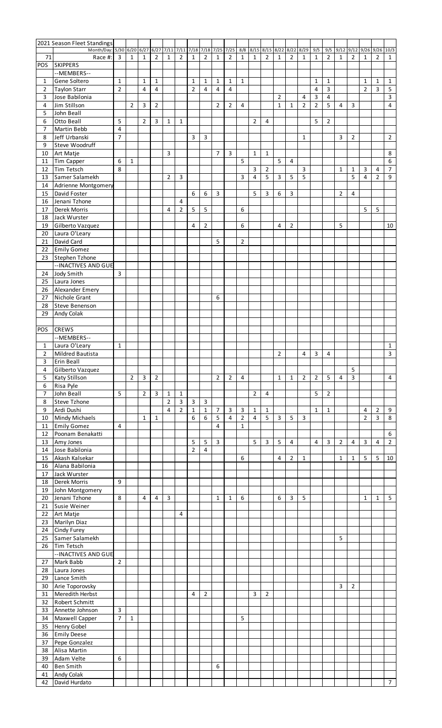| 2021 Season Fleet Standings | | | | | | | | | | | | | | | | | | | | | | | | |
|---|---|---|---|---|---|---|---|---|---|---|---|---|---|---|---|---|---|---|---|---|---|---|---|---|
| | Month/Day: | 5/30 | 6/20 | 6/27 | 6/27 | 7/11 | 7/11 | 7/18 | 7/18 | 7/25 | 7/25 | 8/8 | 8/15 | 8/15 | 8/22 | 8/22 | 8/29 | 9/5 | 9/5 | 9/12 | 9/12 | 9/26 | 9/26 | 10/3 |
| 71 | Race #: | 3 | 1 | 1 | 2 | 1 | 2 | 1 | 2 | 1 | 2 | 1 | 1 | 2 | 1 | 2 | 1 | 1 | 2 | 1 | 2 | 1 | 2 | 1 |
| POS | SKIPPERS | | | | | | | | | | | | | | | | | | | | | | | |
| | --MEMBERS-- | | | | | | | | | | | | | | | | | | | | | | | |
| 1 | Gene Soltero | 1 | | 1 | 1 | | | 1 | 1 | 1 | 1 | 1 | | | | | | 1 | 1 | | | 1 | 1 | 1 |
| 2 | Taylon Starr | 2 | | 4 | 4 | | | 2 | 4 | 4 | 4 | | | | | | | 4 | 3 | | | 2 | 3 | 5 |
| 3 | Jose Babilonia | | | | | | | | | | | | | | 2 | | 4 | 3 | 4 | | | | | 3 |
| 4 | Jim Stillson | | 2 | 3 | 2 | | | | | 2 | 2 | 4 | | | 1 | 1 | 2 | 2 | 5 | 4 | 3 | | | 4 |
| 5 | John Beall | | | | | | | | | | | | | | | | | | | | | | | |
| 6 | Otto Beall | 5 | | 2 | 3 | 1 | 1 | | | | | | 2 | 4 | | | | 5 | 2 | | | | | |
| 7 | Martin Bebb | 4 | | | | | | | | | | | | | | | | | | | | | | |
| 8 | Jeff Urbanski | 7 | | | | | | 3 | 3 | | | | | | | | 1 | | | 3 | 2 | | | 2 |
| 9 | Steve Woodruff | | | | | | | | | | | | | | | | | | | | | | | |
| 10 | Art Matje | | | | | 3 | | | | 7 | 3 | | 1 | 1 | | | | | | | | | | 8 |
| 11 | Tim Capper | 6 | 1 | | | | | | | | | 5 | | | 5 | 4 | | | | | | | | 6 |
| 12 | Tim Tetsch | 8 | | | | | | | | | | | 3 | 2 | | | 3 | | | 1 | 1 | 3 | 4 | 7 |
| 13 | Samer Salamekh | | | | | 2 | 3 | | | | | 3 | 4 | 5 | 3 | 5 | 5 | | | | 5 | 4 | 2 | 9 |
| 14 | Adrienne Montgomery | | | | | | | | | | | | | | | | | | | | | | | |
| 15 | David Foster | | | | | | | 6 | 6 | 3 | | | 5 | 3 | 6 | 3 | | | | 2 | 4 | | | |
| 16 | Jenani Tzhone | | | | | | 4 | | | | | | | | | | | | | | | | | |
| 17 | Derek Morris | | | | | 4 | 2 | 5 | 5 | | | 6 | | | | | | | | | | 5 | 5 | |
| 18 | Jack Wurster | | | | | | | | | | | | | | | | | | | | | | | |
| 19 | Gilberto Vazquez | | | | | | | 4 | 2 | | | 6 | | | 4 | 2 | | | | 5 | | | | 10 |
| 20 | Laura O'Leary | | | | | | | | | | | | | | | | | | | | | | | |
| 21 | David Card | | | | | | | | | 5 | | 2 | | | | | | | | | | | | |
| 22 | Emily Gomez | | | | | | | | | | | | | | | | | | | | | | | |
| 23 | Stephen Tzhone | | | | | | | | | | | | | | | | | | | | | | | |
| | --INACTIVES AND GUE | | | | | | | | | | | | | | | | | | | | | | | |
| 24 | Jody Smith | 3 | | | | | | | | | | | | | | | | | | | | | | |
| 25 | Laura Jones | | | | | | | | | | | | | | | | | | | | | | | |
| 26 | Alexander Emery | | | | | | | | | | | | | | | | | | | | | | | |
| 27 | Nichole Grant | | | | | | | | | 6 | | | | | | | | | | | | | | |
| 28 | Steve Benenson | | | | | | | | | | | | | | | | | | | | | | | |
| 29 | Andy Colak | | | | | | | | | | | | | | | | | | | | | | | |
| | | | | | | | | | | | | | | | | | | | | | | | | |
| POS | CREWS | | | | | | | | | | | | | | | | | | | | | | | |
| | --MEMBERS-- | | | | | | | | | | | | | | | | | | | | | | | |
| 1 | Laura O'Leary | 1 | | | | | | | | | | | | | | | | | | | | | | 1 |
| 2 | Mildred Bautista | | | | | | | | | | | | | | 2 | | 4 | 3 | 4 | | | | | 3 |
| 3 | Erin Beall | | | | | | | | | | | | | | | | | | | | | | | |
| 4 | Gilberto Vazquez | | | | | | | | | | | | | | | | | | | | 5 | | | |
| 5 | Katy Stillson | | 2 | 3 | 2 | | | | | 2 | 2 | 4 | | | 1 | 1 | 2 | 2 | 5 | 4 | 3 | | | 4 |
| 6 | Risa Pyle | | | | | | | | | | | | | | | | | | | | | | | |
| 7 | John Beall | 5 | | 2 | 3 | 1 | 1 | | | | | | 2 | 4 | | | | 5 | 2 | | | | | |
| 8 | Steve Tzhone | | | | | 2 | 3 | 3 | 3 | | | | | | | | | | | | | | | |
| 9 | Ardi Dushi | | | | | 4 | 2 | 1 | 1 | 7 | 3 | 3 | 1 | 1 | | | | 1 | 1 | | | 4 | 2 | 9 |
| 10 | Mindy Michaels | | | 1 | 1 | | | 6 | 6 | 5 | 4 | 2 | 4 | 5 | 3 | 5 | 3 | | | | | 2 | 3 | 8 |
| 11 | Emily Gomez | 4 | | | | | | | | 4 | | 1 | | | | | | | | | | | | |
| 12 | Poonam Benakatti | | | | | | | | | | | | | | | | | | | | | | | 6 |
| 13 | Amy Jones | | | | | | | 5 | 5 | 3 | | | 5 | 3 | 5 | 4 | | 4 | 3 | 2 | 4 | 3 | 4 | 2 |
| 14 | Jose Babilonia | | | | | | | 2 | 4 | | | | | | | | | | | | | | | |
| 15 | Akash Kalsekar | | | | | | | | | | | 6 | | | 4 | 2 | 1 | | | 1 | 1 | 5 | 5 | 10 |
| 16 | Alana Babilonia | | | | | | | | | | | | | | | | | | | | | | | |
| 17 | Jack Wurster | | | | | | | | | | | | | | | | | | | | | | | |
| 18 | Derek Morris | 9 | | | | | | | | | | | | | | | | | | | | | | |
| 19 | John Montgomery | | | | | | | | | | | | | | | | | | | | | | | |
| 20 | Jenani Tzhone | 8 | | 4 | 4 | 3 | | | | 1 | 1 | 6 | | | 6 | 3 | 5 | | | | | 1 | 1 | 5 |
| 21 | Susie Weiner | | | | | | | | | | | | | | | | | | | | | | | |
| 22 | Art Matje | | | | | | 4 | | | | | | | | | | | | | | | | | |
| 23 | Marilyn Diaz | | | | | | | | | | | | | | | | | | | | | | | |
| 24 | Cindy Furey | | | | | | | | | | | | | | | | | | | | | | | |
| 25 | Samer Salamekh | | | | | | | | | | | | | | | | | | | 5 | | | | |
| 26 | Tim Tetsch | | | | | | | | | | | | | | | | | | | | | | | |
| | --INACTIVES AND GUE | | | | | | | | | | | | | | | | | | | | | | | |
| 27 | Mark Babb | 2 | | | | | | | | | | | | | | | | | | | | | | |
| 28 | Laura Jones | | | | | | | | | | | | | | | | | | | | | | | |
| 29 | Lance Smith | | | | | | | | | | | | | | | | | | | | | | | |
| 30 | Arie Toporovsky | | | | | | | | | | | | | | | | | | | 3 | 2 | | | |
| 31 | Meredith Herbst | | | | | | | 4 | 2 | | | | 3 | 2 | | | | | | | | | | |
| 32 | Robert Schmitt | | | | | | | | | | | | | | | | | | | | | | | |
| 33 | Annette Johnson | 3 | | | | | | | | | | | | | | | | | | | | | | |
| 34 | Maxwell Capper | 7 | 1 | | | | | | | | | 5 | | | | | | | | | | | | |
| 35 | Henry Gobel | | | | | | | | | | | | | | | | | | | | | | | |
| 36 | Emily Deese | | | | | | | | | | | | | | | | | | | | | | | |
| 37 | Pepe Gonzalez | | | | | | | | | | | | | | | | | | | | | | | |
| 38 | Alisa Martin | | | | | | | | | | | | | | | | | | | | | | | |
| 39 | Adam Velte | 6 | | | | | | | | | | | | | | | | | | | | | | |
| 40 | Ben Smith | | | | | | | | | 6 | | | | | | | | | | | | | | |
| 41 | Andy Colak | | | | | | | | | | | | | | | | | | | | | | | |
| 42 | David Hurdato | | | | | | | | | | | | | | | | | | | | | | | 7 |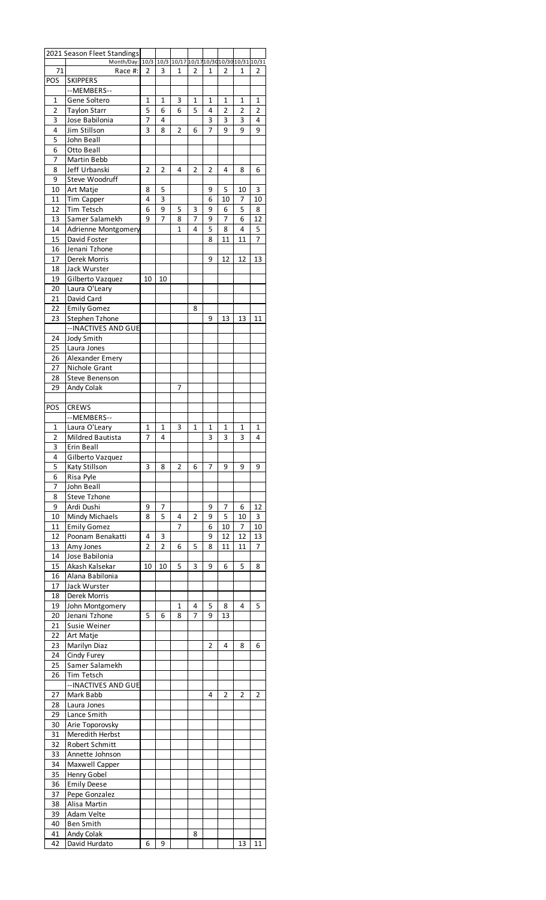| 2021 Season Fleet Standings | | | | | | | | | |
|---|---|---|---|---|---|---|---|---|---|
| | Month/Day: | 10/3 | 10/3 | 10/17 | 10/17 | 10/30 | 10/30 | 10/31 | 10/31 |
| 71 | Race #: | 2 | 3 | 1 | 2 | 1 | 2 | 1 | 2 |
| POS | SKIPPERS | | | | | | | | |
| | --MEMBERS-- | | | | | | | | |
| 1 | Gene Soltero | 1 | 1 | 3 | 1 | 1 | 1 | 1 | 1 |
| 2 | Taylon Starr | 5 | 6 | 6 | 5 | 4 | 2 | 2 | 2 |
| 3 | Jose Babilonia | 7 | 4 | | | 3 | 3 | 3 | 4 |
| 4 | Jim Stillson | 3 | 8 | 2 | 6 | 7 | 9 | 9 | 9 |
| 5 | John Beall | | | | | | | | |
| 6 | Otto Beall | | | | | | | | |
| 7 | Martin Bebb | | | | | | | | |
| 8 | Jeff Urbanski | 2 | 2 | 4 | 2 | 2 | 4 | 8 | 6 |
| 9 | Steve Woodruff | | | | | | | | |
| 10 | Art Matje | 8 | 5 | | | 9 | 5 | 10 | 3 |
| 11 | Tim Capper | 4 | 3 | | | 6 | 10 | 7 | 10 |
| 12 | Tim Tetsch | 6 | 9 | 5 | 3 | 9 | 6 | 5 | 8 |
| 13 | Samer Salamekh | 9 | 7 | 8 | 7 | 9 | 7 | 6 | 12 |
| 14 | Adrienne Montgomery | | | 1 | 4 | 5 | 8 | 4 | 5 |
| 15 | David Foster | | | | | 8 | 11 | 11 | 7 |
| 16 | Jenani Tzhone | | | | | | | | |
| 17 | Derek Morris | | | | | 9 | 12 | 12 | 13 |
| 18 | Jack Wurster | | | | | | | | |
| 19 | Gilberto Vazquez | 10 | 10 | | | | | | |
| 20 | Laura O'Leary | | | | | | | | |
| 21 | David Card | | | | | | | | |
| 22 | Emily Gomez | | | | 8 | | | | |
| 23 | Stephen Tzhone | | | | | 9 | 13 | 13 | 11 |
| | --INACTIVES AND GUE | | | | | | | | |
| 24 | Jody Smith | | | | | | | | |
| 25 | Laura Jones | | | | | | | | |
| 26 | Alexander Emery | | | | | | | | |
| 27 | Nichole Grant | | | | | | | | |
| 28 | Steve Benenson | | | | | | | | |
| 29 | Andy Colak | | | 7 | | | | | |
| | | | | | | | | | |
| POS | CREWS | | | | | | | | |
| | --MEMBERS-- | | | | | | | | |
| 1 | Laura O'Leary | 1 | 1 | 3 | 1 | 1 | 1 | 1 | 1 |
| 2 | Mildred Bautista | 7 | 4 | | | 3 | 3 | 3 | 4 |
| 3 | Erin Beall | | | | | | | | |
| 4 | Gilberto Vazquez | | | | | | | | |
| 5 | Katy Stillson | 3 | 8 | 2 | 6 | 7 | 9 | 9 | 9 |
| 6 | Risa Pyle | | | | | | | | |
| 7 | John Beall | | | | | | | | |
| 8 | Steve Tzhone | | | | | | | | |
| 9 | Ardi Dushi | 9 | 7 | | | 9 | 7 | 6 | 12 |
| 10 | Mindy Michaels | 8 | 5 | 4 | 2 | 9 | 5 | 10 | 3 |
| 11 | Emily Gomez | | | 7 | | 6 | 10 | 7 | 10 |
| 12 | Poonam Benakatti | 4 | 3 | | | 9 | 12 | 12 | 13 |
| 13 | Amy Jones | 2 | 2 | 6 | 5 | 8 | 11 | 11 | 7 |
| 14 | Jose Babilonia | | | | | | | | |
| 15 | Akash Kalsekar | 10 | 10 | 5 | 3 | 9 | 6 | 5 | 8 |
| 16 | Alana Babilonia | | | | | | | | |
| 17 | Jack Wurster | | | | | | | | |
| 18 | Derek Morris | | | | | | | | |
| 19 | John Montgomery | | | 1 | 4 | 5 | 8 | 4 | 5 |
| 20 | Jenani Tzhone | 5 | 6 | 8 | 7 | 9 | 13 | | |
| 21 | Susie Weiner | | | | | | | | |
| 22 | Art Matje | | | | | | | | |
| 23 | Marilyn Diaz | | | | | 2 | 4 | 8 | 6 |
| 24 | Cindy Furey | | | | | | | | |
| 25 | Samer Salamekh | | | | | | | | |
| 26 | Tim Tetsch | | | | | | | | |
| | --INACTIVES AND GUE | | | | | | | | |
| 27 | Mark Babb | | | | | 4 | 2 | 2 | 2 |
| 28 | Laura Jones | | | | | | | | |
| 29 | Lance Smith | | | | | | | | |
| 30 | Arie Toporovsky | | | | | | | | |
| 31 | Meredith Herbst | | | | | | | | |
| 32 | Robert Schmitt | | | | | | | | |
| 33 | Annette Johnson | | | | | | | | |
| 34 | Maxwell Capper | | | | | | | | |
| 35 | Henry Gobel | | | | | | | | |
| 36 | Emily Deese | | | | | | | | |
| 37 | Pepe Gonzalez | | | | | | | | |
| 38 | Alisa Martin | | | | | | | | |
| 39 | Adam Velte | | | | | | | | |
| 40 | Ben Smith | | | | | | | | |
| 41 | Andy Colak | | | | 8 | | | | |
| 42 | David Hurdato | 6 | 9 | | | | | 13 | 11 |